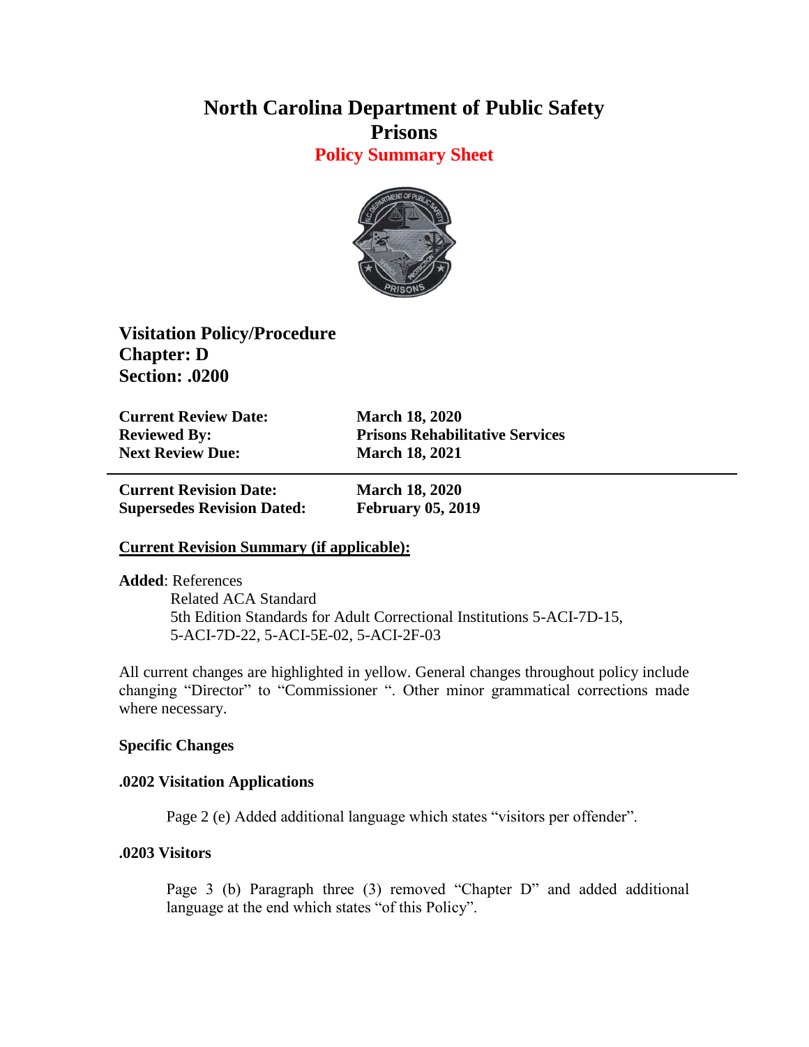# North Carolina Department of Public Safety
# Prisons
## Policy Summary Sheet

**Visitation Policy/Procedure**
**Chapter: D**
**Section: .0200**

| | |
|---|---|
| **Current Review Date:** | **March 18, 2020** |
| **Reviewed By:** | **Prisons Rehabilitative Services** |
| **Next Review Due:** | **March 18, 2021** |

---

| | |
|---|---|
| **Current Revision Date:** | **March 18, 2020** |
| **Supersedes Revision Dated:** | **February 05, 2019** |

**Current Revision Summary (if applicable):**

**Added**: References
Related ACA Standard
5th Edition Standards for Adult Correctional Institutions 5-ACI-7D-15, 5-ACI-7D-22, 5-ACI-5E-02, 5-ACI-2F-03

All current changes are highlighted in yellow. General changes throughout policy include changing "Director" to "Commissioner ". Other minor grammatical corrections made where necessary.

**Specific Changes**

**.0202 Visitation Applications**

Page 2 (e) Added additional language which states "visitors per offender".

**.0203 Visitors**

Page 3 (b) Paragraph three (3) removed "Chapter D" and added additional language at the end which states "of this Policy".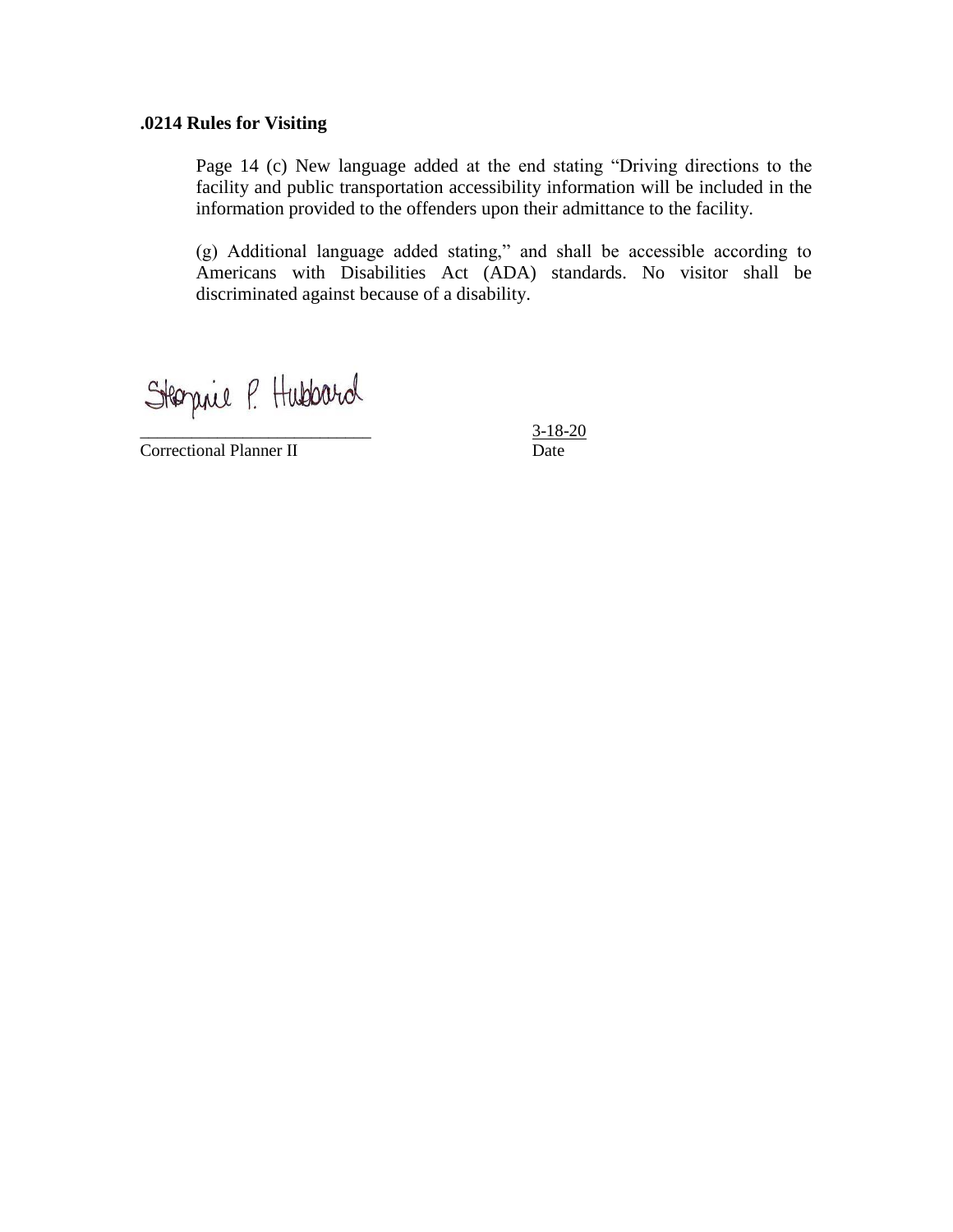**.0214 Rules for Visiting**

Page 14 (c) New language added at the end stating "Driving directions to the facility and public transportation accessibility information will be included in the information provided to the offenders upon their admittance to the facility.

(g) Additional language added stating," and shall be accessible according to Americans with Disabilities Act (ADA) standards. No visitor shall be discriminated against because of a disability.

Stephanie P. Hubbard

___________________________ 3-18-20

Correctional Planner II Date